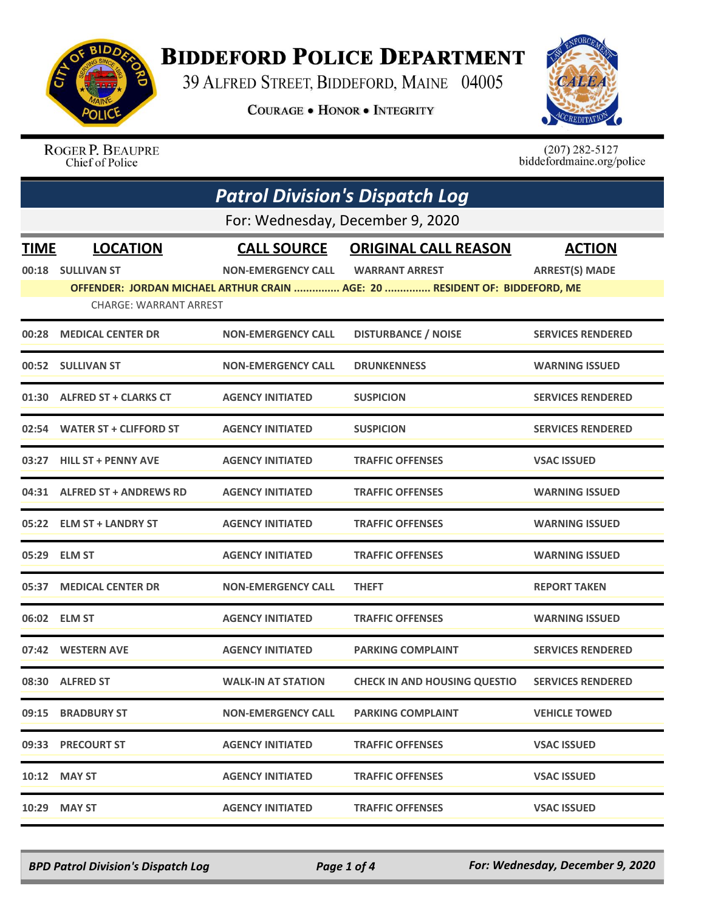# BIDDEFORD POLICE DEPARTMENT

39 ALFRED STREET, BIDDEFORD, MAINE 04005

COURAGE • HONOR • INTEGRITY

ROGER P. BEAUPRE
Chief of Police

(207) 282-5127
biddefordmaine.org/police

## Patrol Division's Dispatch Log

For: Wednesday, December 9, 2020

| TIME | LOCATION | CALL SOURCE | ORIGINAL CALL REASON | ACTION |
|---|---|---|---|---|
| 00:18 | SULLIVAN ST | NON-EMERGENCY CALL | WARRANT ARREST | ARREST(S) MADE |
| | OFFENDER: JORDAN MICHAEL ARTHUR CRAIN ............... AGE: 20 ............... RESIDENT OF: BIDDEFORD, ME | | | |
| | CHARGE: WARRANT ARREST | | | |
| 00:28 | MEDICAL CENTER DR | NON-EMERGENCY CALL | DISTURBANCE / NOISE | SERVICES RENDERED |
| 00:52 | SULLIVAN ST | NON-EMERGENCY CALL | DRUNKENNESS | WARNING ISSUED |
| 01:30 | ALFRED ST + CLARKS CT | AGENCY INITIATED | SUSPICION | SERVICES RENDERED |
| 02:54 | WATER ST + CLIFFORD ST | AGENCY INITIATED | SUSPICION | SERVICES RENDERED |
| 03:27 | HILL ST + PENNY AVE | AGENCY INITIATED | TRAFFIC OFFENSES | VSAC ISSUED |
| 04:31 | ALFRED ST + ANDREWS RD | AGENCY INITIATED | TRAFFIC OFFENSES | WARNING ISSUED |
| 05:22 | ELM ST + LANDRY ST | AGENCY INITIATED | TRAFFIC OFFENSES | WARNING ISSUED |
| 05:29 | ELM ST | AGENCY INITIATED | TRAFFIC OFFENSES | WARNING ISSUED |
| 05:37 | MEDICAL CENTER DR | NON-EMERGENCY CALL | THEFT | REPORT TAKEN |
| 06:02 | ELM ST | AGENCY INITIATED | TRAFFIC OFFENSES | WARNING ISSUED |
| 07:42 | WESTERN AVE | AGENCY INITIATED | PARKING COMPLAINT | SERVICES RENDERED |
| 08:30 | ALFRED ST | WALK-IN AT STATION | CHECK IN AND HOUSING QUESTIO | SERVICES RENDERED |
| 09:15 | BRADBURY ST | NON-EMERGENCY CALL | PARKING COMPLAINT | VEHICLE TOWED |
| 09:33 | PRECOURT ST | AGENCY INITIATED | TRAFFIC OFFENSES | VSAC ISSUED |
| 10:12 | MAY ST | AGENCY INITIATED | TRAFFIC OFFENSES | VSAC ISSUED |
| 10:29 | MAY ST | AGENCY INITIATED | TRAFFIC OFFENSES | VSAC ISSUED |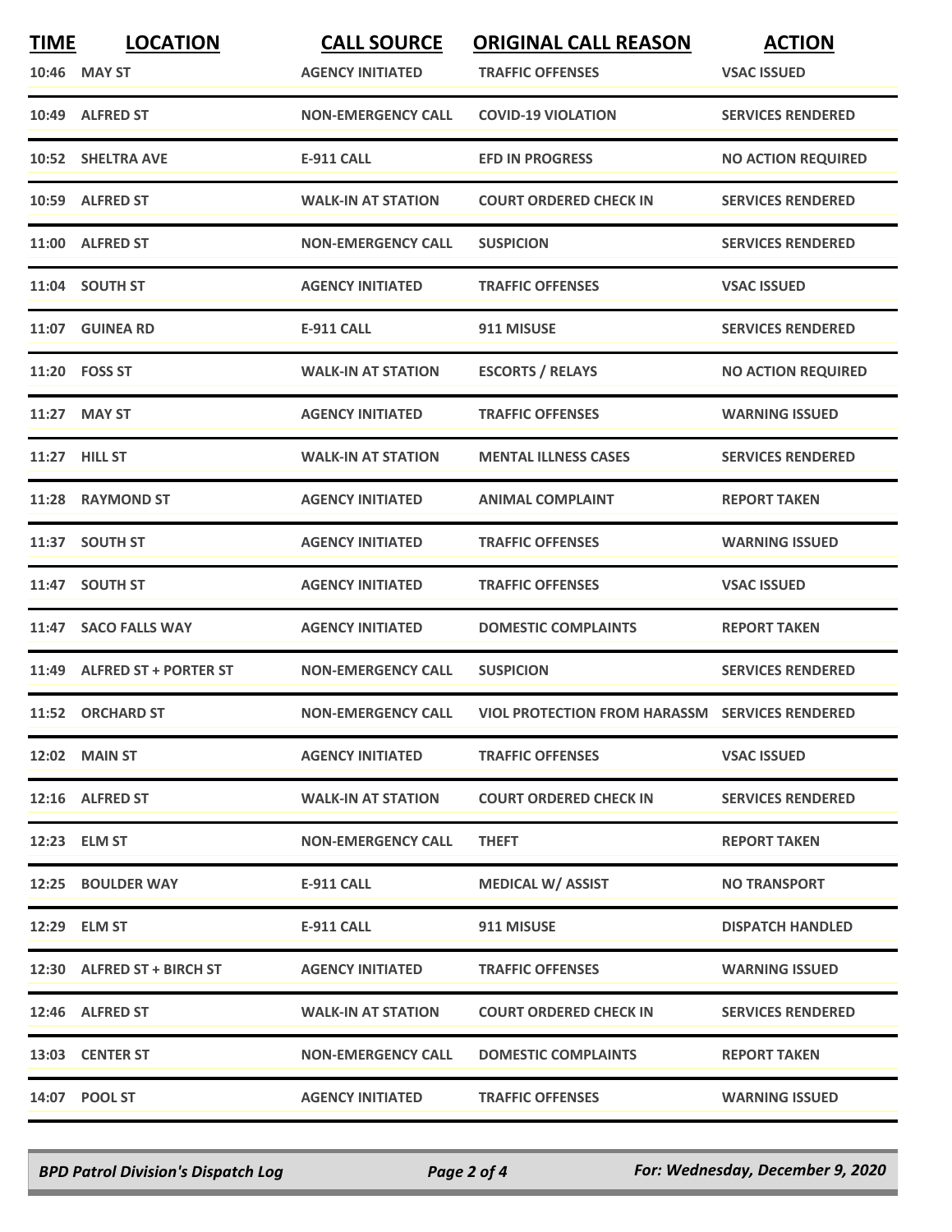| TIME | LOCATION | CALL SOURCE | ORIGINAL CALL REASON | ACTION |
|---|---|---|---|---|
| 10:46 | MAY ST | AGENCY INITIATED | TRAFFIC OFFENSES | VSAC ISSUED |
| 10:49 | ALFRED ST | NON-EMERGENCY CALL | COVID-19 VIOLATION | SERVICES RENDERED |
| 10:52 | SHELTRA AVE | E-911 CALL | EFD IN PROGRESS | NO ACTION REQUIRED |
| 10:59 | ALFRED ST | WALK-IN AT STATION | COURT ORDERED CHECK IN | SERVICES RENDERED |
| 11:00 | ALFRED ST | NON-EMERGENCY CALL | SUSPICION | SERVICES RENDERED |
| 11:04 | SOUTH ST | AGENCY INITIATED | TRAFFIC OFFENSES | VSAC ISSUED |
| 11:07 | GUINEA RD | E-911 CALL | 911 MISUSE | SERVICES RENDERED |
| 11:20 | FOSS ST | WALK-IN AT STATION | ESCORTS / RELAYS | NO ACTION REQUIRED |
| 11:27 | MAY ST | AGENCY INITIATED | TRAFFIC OFFENSES | WARNING ISSUED |
| 11:27 | HILL ST | WALK-IN AT STATION | MENTAL ILLNESS CASES | SERVICES RENDERED |
| 11:28 | RAYMOND ST | AGENCY INITIATED | ANIMAL COMPLAINT | REPORT TAKEN |
| 11:37 | SOUTH ST | AGENCY INITIATED | TRAFFIC OFFENSES | WARNING ISSUED |
| 11:47 | SOUTH ST | AGENCY INITIATED | TRAFFIC OFFENSES | VSAC ISSUED |
| 11:47 | SACO FALLS WAY | AGENCY INITIATED | DOMESTIC COMPLAINTS | REPORT TAKEN |
| 11:49 | ALFRED ST + PORTER ST | NON-EMERGENCY CALL | SUSPICION | SERVICES RENDERED |
| 11:52 | ORCHARD ST | NON-EMERGENCY CALL | VIOL PROTECTION FROM HARASSM | SERVICES RENDERED |
| 12:02 | MAIN ST | AGENCY INITIATED | TRAFFIC OFFENSES | VSAC ISSUED |
| 12:16 | ALFRED ST | WALK-IN AT STATION | COURT ORDERED CHECK IN | SERVICES RENDERED |
| 12:23 | ELM ST | NON-EMERGENCY CALL | THEFT | REPORT TAKEN |
| 12:25 | BOULDER WAY | E-911 CALL | MEDICAL W/ ASSIST | NO TRANSPORT |
| 12:29 | ELM ST | E-911 CALL | 911 MISUSE | DISPATCH HANDLED |
| 12:30 | ALFRED ST + BIRCH ST | AGENCY INITIATED | TRAFFIC OFFENSES | WARNING ISSUED |
| 12:46 | ALFRED ST | WALK-IN AT STATION | COURT ORDERED CHECK IN | SERVICES RENDERED |
| 13:03 | CENTER ST | NON-EMERGENCY CALL | DOMESTIC COMPLAINTS | REPORT TAKEN |
| 14:07 | POOL ST | AGENCY INITIATED | TRAFFIC OFFENSES | WARNING ISSUED |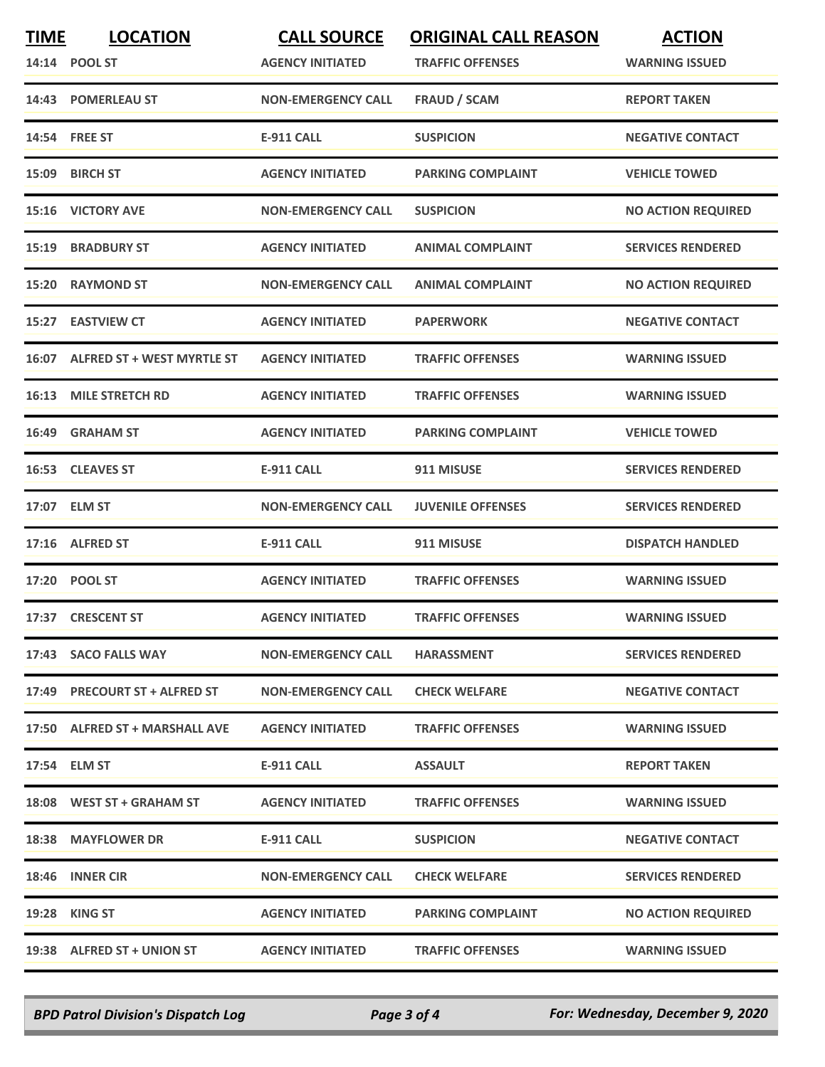| TIME | LOCATION | CALL SOURCE | ORIGINAL CALL REASON | ACTION |
|---|---|---|---|---|
| 14:14 | POOL ST | AGENCY INITIATED | TRAFFIC OFFENSES | WARNING ISSUED |
| 14:43 | POMERLEAU ST | NON-EMERGENCY CALL | FRAUD / SCAM | REPORT TAKEN |
| 14:54 | FREE ST | E-911 CALL | SUSPICION | NEGATIVE CONTACT |
| 15:09 | BIRCH ST | AGENCY INITIATED | PARKING COMPLAINT | VEHICLE TOWED |
| 15:16 | VICTORY AVE | NON-EMERGENCY CALL | SUSPICION | NO ACTION REQUIRED |
| 15:19 | BRADBURY ST | AGENCY INITIATED | ANIMAL COMPLAINT | SERVICES RENDERED |
| 15:20 | RAYMOND ST | NON-EMERGENCY CALL | ANIMAL COMPLAINT | NO ACTION REQUIRED |
| 15:27 | EASTVIEW CT | AGENCY INITIATED | PAPERWORK | NEGATIVE CONTACT |
| 16:07 | ALFRED ST + WEST MYRTLE ST | AGENCY INITIATED | TRAFFIC OFFENSES | WARNING ISSUED |
| 16:13 | MILE STRETCH RD | AGENCY INITIATED | TRAFFIC OFFENSES | WARNING ISSUED |
| 16:49 | GRAHAM ST | AGENCY INITIATED | PARKING COMPLAINT | VEHICLE TOWED |
| 16:53 | CLEAVES ST | E-911 CALL | 911 MISUSE | SERVICES RENDERED |
| 17:07 | ELM ST | NON-EMERGENCY CALL | JUVENILE OFFENSES | SERVICES RENDERED |
| 17:16 | ALFRED ST | E-911 CALL | 911 MISUSE | DISPATCH HANDLED |
| 17:20 | POOL ST | AGENCY INITIATED | TRAFFIC OFFENSES | WARNING ISSUED |
| 17:37 | CRESCENT ST | AGENCY INITIATED | TRAFFIC OFFENSES | WARNING ISSUED |
| 17:43 | SACO FALLS WAY | NON-EMERGENCY CALL | HARASSMENT | SERVICES RENDERED |
| 17:49 | PRECOURT ST + ALFRED ST | NON-EMERGENCY CALL | CHECK WELFARE | NEGATIVE CONTACT |
| 17:50 | ALFRED ST + MARSHALL AVE | AGENCY INITIATED | TRAFFIC OFFENSES | WARNING ISSUED |
| 17:54 | ELM ST | E-911 CALL | ASSAULT | REPORT TAKEN |
| 18:08 | WEST ST + GRAHAM ST | AGENCY INITIATED | TRAFFIC OFFENSES | WARNING ISSUED |
| 18:38 | MAYFLOWER DR | E-911 CALL | SUSPICION | NEGATIVE CONTACT |
| 18:46 | INNER CIR | NON-EMERGENCY CALL | CHECK WELFARE | SERVICES RENDERED |
| 19:28 | KING ST | AGENCY INITIATED | PARKING COMPLAINT | NO ACTION REQUIRED |
| 19:38 | ALFRED ST + UNION ST | AGENCY INITIATED | TRAFFIC OFFENSES | WARNING ISSUED |

*BPD Patrol Division's Dispatch Log* — *For: Wednesday, December 9, 2020*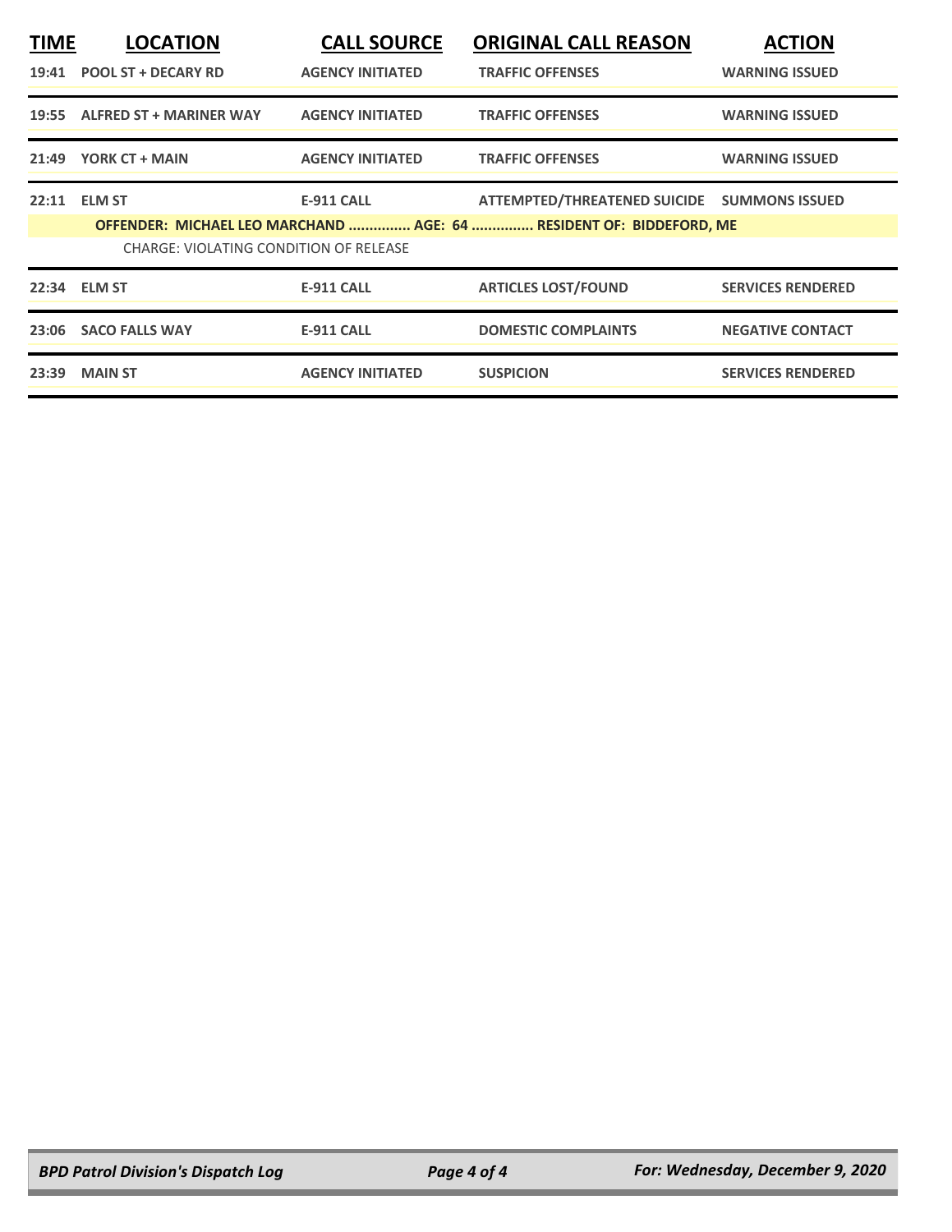| TIME | LOCATION | CALL SOURCE | ORIGINAL CALL REASON | ACTION |
|---|---|---|---|---|
| 19:41 | POOL ST + DECARY RD | AGENCY INITIATED | TRAFFIC OFFENSES | WARNING ISSUED |
| 19:55 | ALFRED ST + MARINER WAY | AGENCY INITIATED | TRAFFIC OFFENSES | WARNING ISSUED |
| 21:49 | YORK CT + MAIN | AGENCY INITIATED | TRAFFIC OFFENSES | WARNING ISSUED |
| 22:11 | ELM ST | E-911 CALL | ATTEMPTED/THREATENED SUICIDE | SUMMONS ISSUED |
| | OFFENDER: MICHAEL LEO MARCHAND ............... AGE: 64 ............... RESIDENT OF: BIDDEFORD, ME | | | |
| | CHARGE: VIOLATING CONDITION OF RELEASE | | | |
| 22:34 | ELM ST | E-911 CALL | ARTICLES LOST/FOUND | SERVICES RENDERED |
| 23:06 | SACO FALLS WAY | E-911 CALL | DOMESTIC COMPLAINTS | NEGATIVE CONTACT |
| 23:39 | MAIN ST | AGENCY INITIATED | SUSPICION | SERVICES RENDERED |